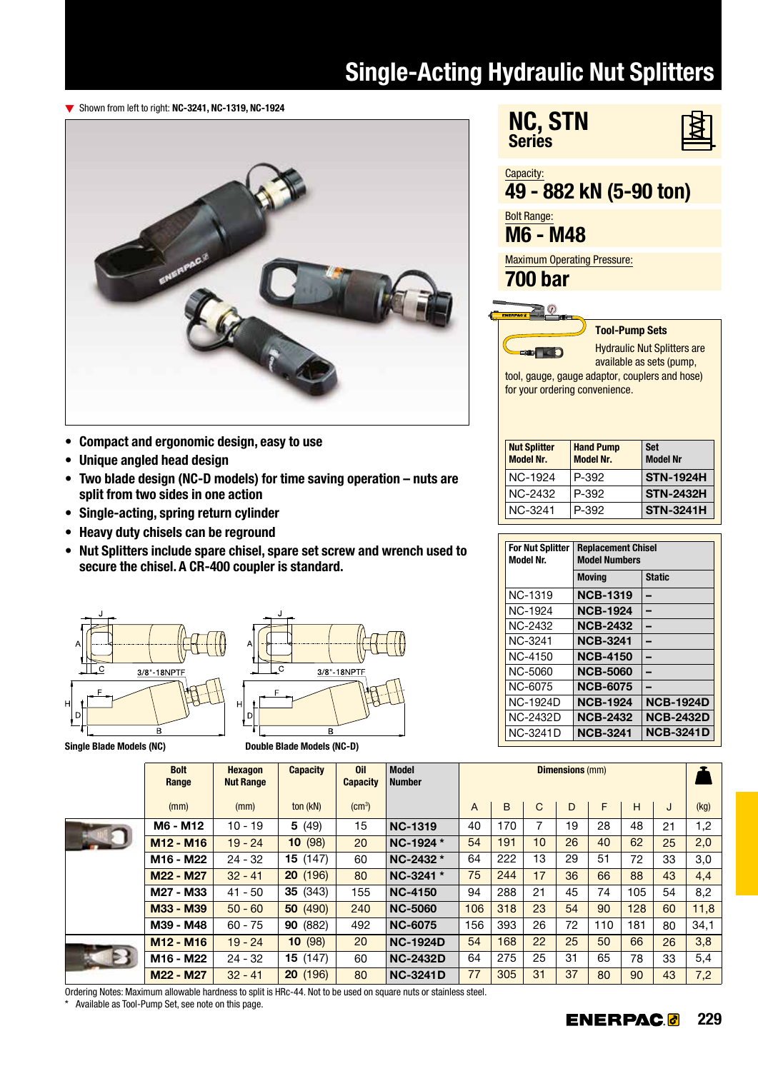# Single-Acting Hydraulic Nut Splitters

▼ Shown from left to right: **NC-3241, NC-1319, NC-1924**

## NC, STN Series

Capacity:
**49 - 882 kN (5-90 ton)**

Bolt Range:
**M6 - M48**

Maximum Operating Pressure:
**700 bar**

- **Compact and ergonomic design, easy to use**
- **Unique angled head design**
- **Two blade design (NC-D models) for time saving operation – nuts are split from two sides in one action**
- **Single-acting, spring return cylinder**
- **Heavy duty chisels can be reground**
- **Nut Splitters include spare chisel, spare set screw and wrench used to secure the chisel. A CR-400 coupler is standard.**

### Tool-Pump Sets

Hydraulic Nut Splitters are available as sets (pump, tool, gauge, gauge adaptor, couplers and hose) for your ordering convenience.

| Nut Splitter Model Nr. | Hand Pump Model Nr. | Set Model Nr |
|---|---|---|
| NC-1924 | P-392 | **STN-1924H** |
| NC-2432 | P-392 | **STN-2432H** |
| NC-3241 | P-392 | **STN-3241H** |

| For Nut Splitter Model Nr. | Replacement Chisel Model Numbers | |
|---|---|---|
| | Moving | Static |
| NC-1319 | **NCB-1319** | – |
| NC-1924 | **NCB-1924** | – |
| NC-2432 | **NCB-2432** | – |
| NC-3241 | **NCB-3241** | – |
| NC-4150 | **NCB-4150** | – |
| NC-5060 | **NCB-5060** | – |
| NC-6075 | **NCB-6075** | – |
| NC-1924D | **NCB-1924** | **NCB-1924D** |
| NC-2432D | **NCB-2432** | **NCB-2432D** |
| NC-3241D | **NCB-3241** | **NCB-3241D** |

Single Blade Models (NC)     Double Blade Models (NC-D)

| Bolt Range (mm) | Hexagon Nut Range (mm) | Capacity ton (kN) | Oil Capacity (cm³) | Model Number | A | B | C | D | F | H | J | (kg) |
|---|---|---|---|---|---|---|---|---|---|---|---|---|
| | | | | | Dimensions (mm) | | | | | | | |
| **M6 - M12** | 10 - 19 | **5** (49) | 15 | **NC-1319** | 40 | 170 | 7 | 19 | 28 | 48 | 21 | 1,2 |
| **M12 - M16** | 19 - 24 | **10** (98) | 20 | **NC-1924 *** | 54 | 191 | 10 | 26 | 40 | 62 | 25 | 2,0 |
| **M16 - M22** | 24 - 32 | **15** (147) | 60 | **NC-2432 *** | 64 | 222 | 13 | 29 | 51 | 72 | 33 | 3,0 |
| **M22 - M27** | 32 - 41 | **20** (196) | 80 | **NC-3241 *** | 75 | 244 | 17 | 36 | 66 | 88 | 43 | 4,4 |
| **M27 - M33** | 41 - 50 | **35** (343) | 155 | **NC-4150** | 94 | 288 | 21 | 45 | 74 | 105 | 54 | 8,2 |
| **M33 - M39** | 50 - 60 | **50** (490) | 240 | **NC-5060** | 106 | 318 | 23 | 54 | 90 | 128 | 60 | 11,8 |
| **M39 - M48** | 60 - 75 | **90** (882) | 492 | **NC-6075** | 156 | 393 | 26 | 72 | 110 | 181 | 80 | 34,1 |
| **M12 - M16** | 19 - 24 | **10** (98) | 20 | **NC-1924D** | 54 | 168 | 22 | 25 | 50 | 66 | 26 | 3,8 |
| **M16 - M22** | 24 - 32 | **15** (147) | 60 | **NC-2432D** | 64 | 275 | 25 | 31 | 65 | 78 | 33 | 5,4 |
| **M22 - M27** | 32 - 41 | **20** (196) | 80 | **NC-3241D** | 77 | 305 | 31 | 37 | 80 | 90 | 43 | 7,2 |

Ordering Notes: Maximum allowable hardness to split is HRc-44. Not to be used on square nuts or stainless steel.

\* Available as Tool-Pump Set, see note on this page.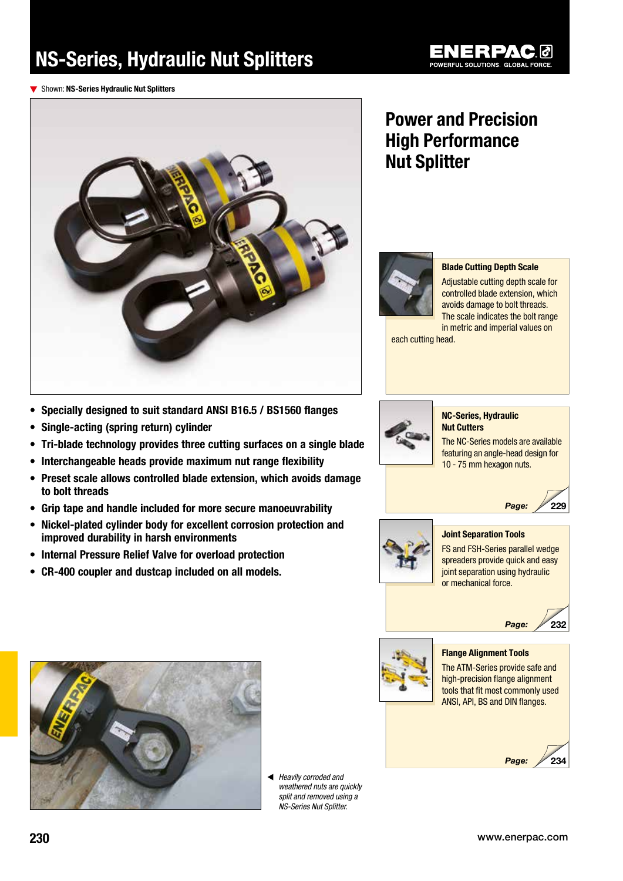# NS-Series, Hydraulic Nut Splitters

ENERPAC
POWERFUL SOLUTIONS. GLOBAL FORCE.

▼ Shown: **NS-Series Hydraulic Nut Splitters**

## Power and Precision High Performance Nut Splitter

- **Specially designed to suit standard ANSI B16.5 / BS1560 flanges**
- **Single-acting (spring return) cylinder**
- **Tri-blade technology provides three cutting surfaces on a single blade**
- **Interchangeable heads provide maximum nut range flexibility**
- **Preset scale allows controlled blade extension, which avoids damage to bolt threads**
- **Grip tape and handle included for more secure manoeuvrability**
- **Nickel-plated cylinder body for excellent corrosion protection and improved durability in harsh environments**
- **Internal Pressure Relief Valve for overload protection**
- **CR-400 coupler and dustcap included on all models.**

◄ *Heavily corroded and weathered nuts are quickly split and removed using a NS-Series Nut Splitter.*

**Blade Cutting Depth Scale**

Adjustable cutting depth scale for controlled blade extension, which avoids damage to bolt threads. The scale indicates the bolt range in metric and imperial values on each cutting head.

**NC-Series, Hydraulic Nut Cutters**

The NC-Series models are available featuring an angle-head design for 10 - 75 mm hexagon nuts.

*Page:* 229

**Joint Separation Tools**

FS and FSH-Series parallel wedge spreaders provide quick and easy joint separation using hydraulic or mechanical force.

*Page:* 232

**Flange Alignment Tools**

The ATM-Series provide safe and high-precision flange alignment tools that fit most commonly used ANSI, API, BS and DIN flanges.

*Page:* 234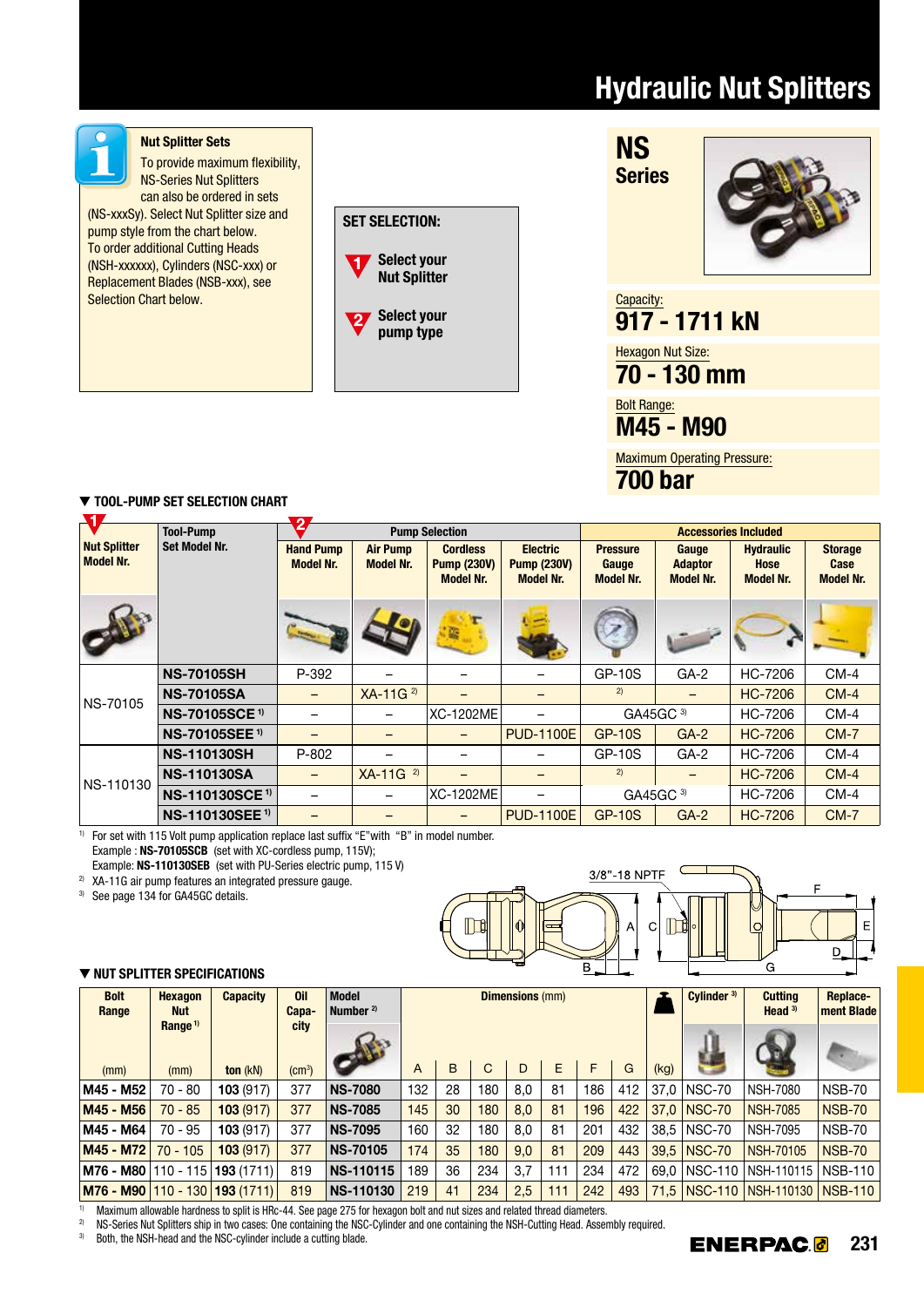# Hydraulic Nut Splitters

**Nut Splitter Sets**

To provide maximum flexibility, NS-Series Nut Splitters can also be ordered in sets (NS-xxxSy). Select Nut Splitter size and pump style from the chart below. To order additional Cutting Heads (NSH-xxxxxx), Cylinders (NSC-xxx) or Replacement Blades (NSB-xxx), see Selection Chart below.

**SET SELECTION:**

1. Select your Nut Splitter
2. Select your pump type

## NS Series

Capacity:
**917 - 1711 kN**

Hexagon Nut Size:
**70 - 130 mm**

Bolt Range:
**M45 - M90**

Maximum Operating Pressure:
**700 bar**

### ▼ TOOL-PUMP SET SELECTION CHART

| 1 Nut Splitter Model Nr. | Tool-Pump Set Model Nr. | 2 Pump Selection | | | | Accessories Included | | | |
|---|---|---|---|---|---|---|---|---|---|
| | | Hand Pump Model Nr. | Air Pump Model Nr. | Cordless Pump (230V) Model Nr. | Electric Pump (230V) Model Nr. | Pressure Gauge Model Nr. | Gauge Adaptor Model Nr. | Hydraulic Hose Model Nr. | Storage Case Model Nr. |
| NS-70105 | **NS-70105SH** | P-392 | – | – | – | GP-10S | GA-2 | HC-7206 | CM-4 |
| | **NS-70105SA** | – | XA-11G [2] | – | – | [2] | – | HC-7206 | CM-4 |
| | **NS-70105SCE** [1] | – | – | XC-1202ME | – | GA45GC [3] | | HC-7206 | CM-4 |
| | **NS-70105SEE** [1] | – | – | – | PUD-1100E | GP-10S | GA-2 | HC-7206 | CM-7 |
| NS-110130 | **NS-110130SH** | P-802 | – | – | – | GP-10S | GA-2 | HC-7206 | CM-4 |
| | **NS-110130SA** | – | XA-11G [2] | – | – | [2] | – | HC-7206 | CM-4 |
| | **NS-110130SCE** [1] | – | – | XC-1202ME | – | GA45GC [3] | | HC-7206 | CM-4 |
| | **NS-110130SEE** [1] | – | – | – | PUD-1100E | GP-10S | GA-2 | HC-7206 | CM-7 |

[1] For set with 115 Volt pump application replace last suffix "E"with "B" in model number.
Example : **NS-70105SCB** (set with XC-cordless pump, 115V);
Example: **NS-110130SEB** (set with PU-Series electric pump, 115 V)

[2] XA-11G air pump features an integrated pressure gauge.

[3] See page 134 for GA45GC details.

3/8"-18 NPTF
A C B G F E D

### ▼ NUT SPLITTER SPECIFICATIONS

| Bolt Range (mm) | Hexagon Nut Range [1] (mm) | Capacity ton (kN) | Oil Capacity (cm³) | Model Number [2] | Dimensions (mm) A | B | C | D | E | F | G | (kg) | Cylinder [3] | Cutting Head [3] | Replacement Blade |
|---|---|---|---|---|---|---|---|---|---|---|---|---|---|---|---|
| **M45 - M52** | 70 - 80 | **103** (917) | 377 | **NS-7080** | 132 | 28 | 180 | 8,0 | 81 | 186 | 412 | 37,0 | NSC-70 | NSH-7080 | NSB-70 |
| **M45 - M56** | 70 - 85 | **103** (917) | 377 | **NS-7085** | 145 | 30 | 180 | 8,0 | 81 | 196 | 422 | 37,0 | NSC-70 | NSH-7085 | NSB-70 |
| **M45 - M64** | 70 - 95 | **103** (917) | 377 | **NS-7095** | 160 | 32 | 180 | 8,0 | 81 | 201 | 432 | 38,5 | NSC-70 | NSH-7095 | NSB-70 |
| **M45 - M72** | 70 - 105 | **103** (917) | 377 | **NS-70105** | 174 | 35 | 180 | 8,0 | 81 | 209 | 443 | 39,5 | NSC-70 | NSH-70105 | NSB-70 |
| **M76 - M80** | 110 - 115 | **193** (1711) | 819 | **NS-110115** | 189 | 36 | 234 | 3,7 | 111 | 234 | 472 | 69,0 | NSC-110 | NSH-110115 | NSB-110 |
| **M76 - M90** | 110 - 130 | **193** (1711) | 819 | **NS-110130** | 219 | 41 | 234 | 2,5 | 111 | 242 | 493 | 71,5 | NSC-110 | NSH-110130 | NSB-110 |

[1] Maximum allowable hardness to split is HRc-44. See page 275 for hexagon bolt and nut sizes and related thread diameters.

[2] NS-Series Nut Splitters ship in two cases: One containing the NSC-Cylinder and one containing the NSH-Cutting Head. Assembly required.

[3] Both, the NSH-head and the NSC-cylinder include a cutting blade.